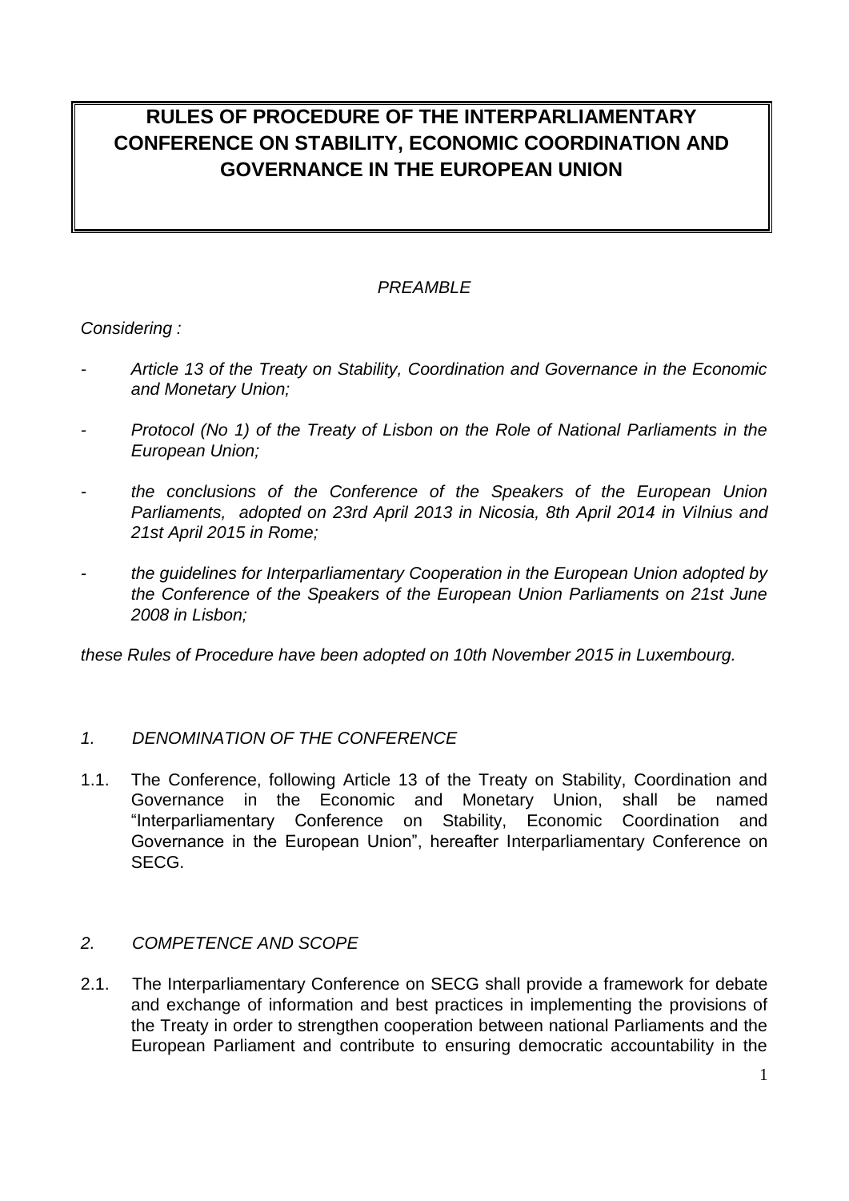# RULES OF PROCEDURE OF THE INTERPARLIAMENTARY CONFERENCE ON STABILITY, ECONOMIC COORDINATION AND GOVERNANCE IN THE EUROPEAN UNION

*PREAMBLE*

*Considering :*

- *Article 13 of the Treaty on Stability, Coordination and Governance in the Economic and Monetary Union;*
- *Protocol (No 1) of the Treaty of Lisbon on the Role of National Parliaments in the European Union;*
- *the conclusions of the Conference of the Speakers of the European Union Parliaments, adopted on 23rd April 2013 in Nicosia, 8th April 2014 in Vilnius and 21st April 2015 in Rome;*
- *the guidelines for Interparliamentary Cooperation in the European Union adopted by the Conference of the Speakers of the European Union Parliaments on 21st June 2008 in Lisbon;*

*these Rules of Procedure have been adopted on 10th November 2015 in Luxembourg.*

## *1. DENOMINATION OF THE CONFERENCE*

1.1. The Conference, following Article 13 of the Treaty on Stability, Coordination and Governance in the Economic and Monetary Union, shall be named "Interparliamentary Conference on Stability, Economic Coordination and Governance in the European Union", hereafter Interparliamentary Conference on SECG.

## *2. COMPETENCE AND SCOPE*

2.1. The Interparliamentary Conference on SECG shall provide a framework for debate and exchange of information and best practices in implementing the provisions of the Treaty in order to strengthen cooperation between national Parliaments and the European Parliament and contribute to ensuring democratic accountability in the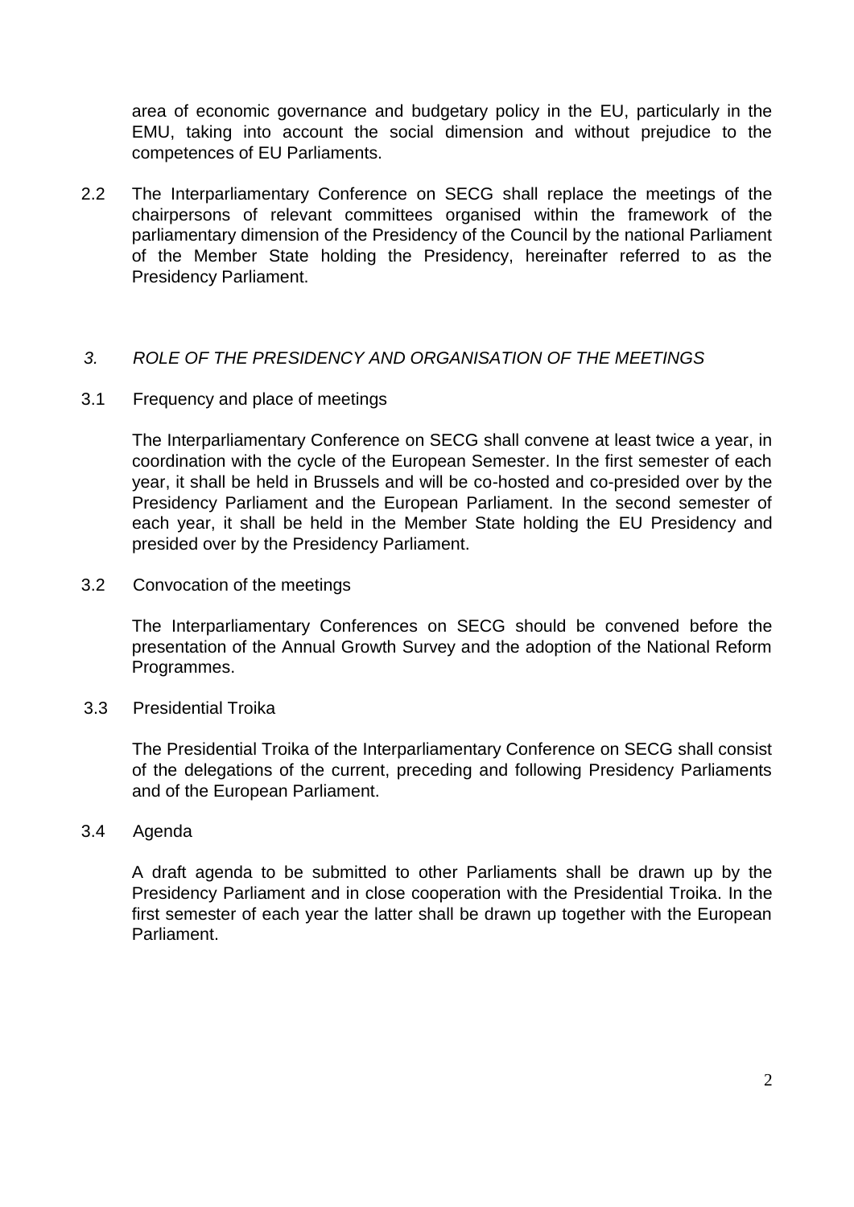area of economic governance and budgetary policy in the EU, particularly in the EMU, taking into account the social dimension and without prejudice to the competences of EU Parliaments.

2.2 The Interparliamentary Conference on SECG shall replace the meetings of the chairpersons of relevant committees organised within the framework of the parliamentary dimension of the Presidency of the Council by the national Parliament of the Member State holding the Presidency, hereinafter referred to as the Presidency Parliament.

## *3. ROLE OF THE PRESIDENCY AND ORGANISATION OF THE MEETINGS*

### 3.1 Frequency and place of meetings

The Interparliamentary Conference on SECG shall convene at least twice a year, in coordination with the cycle of the European Semester. In the first semester of each year, it shall be held in Brussels and will be co-hosted and co-presided over by the Presidency Parliament and the European Parliament. In the second semester of each year, it shall be held in the Member State holding the EU Presidency and presided over by the Presidency Parliament.

### 3.2 Convocation of the meetings

The Interparliamentary Conferences on SECG should be convened before the presentation of the Annual Growth Survey and the adoption of the National Reform Programmes.

### 3.3 Presidential Troika

The Presidential Troika of the Interparliamentary Conference on SECG shall consist of the delegations of the current, preceding and following Presidency Parliaments and of the European Parliament.

### 3.4 Agenda

A draft agenda to be submitted to other Parliaments shall be drawn up by the Presidency Parliament and in close cooperation with the Presidential Troika. In the first semester of each year the latter shall be drawn up together with the European Parliament.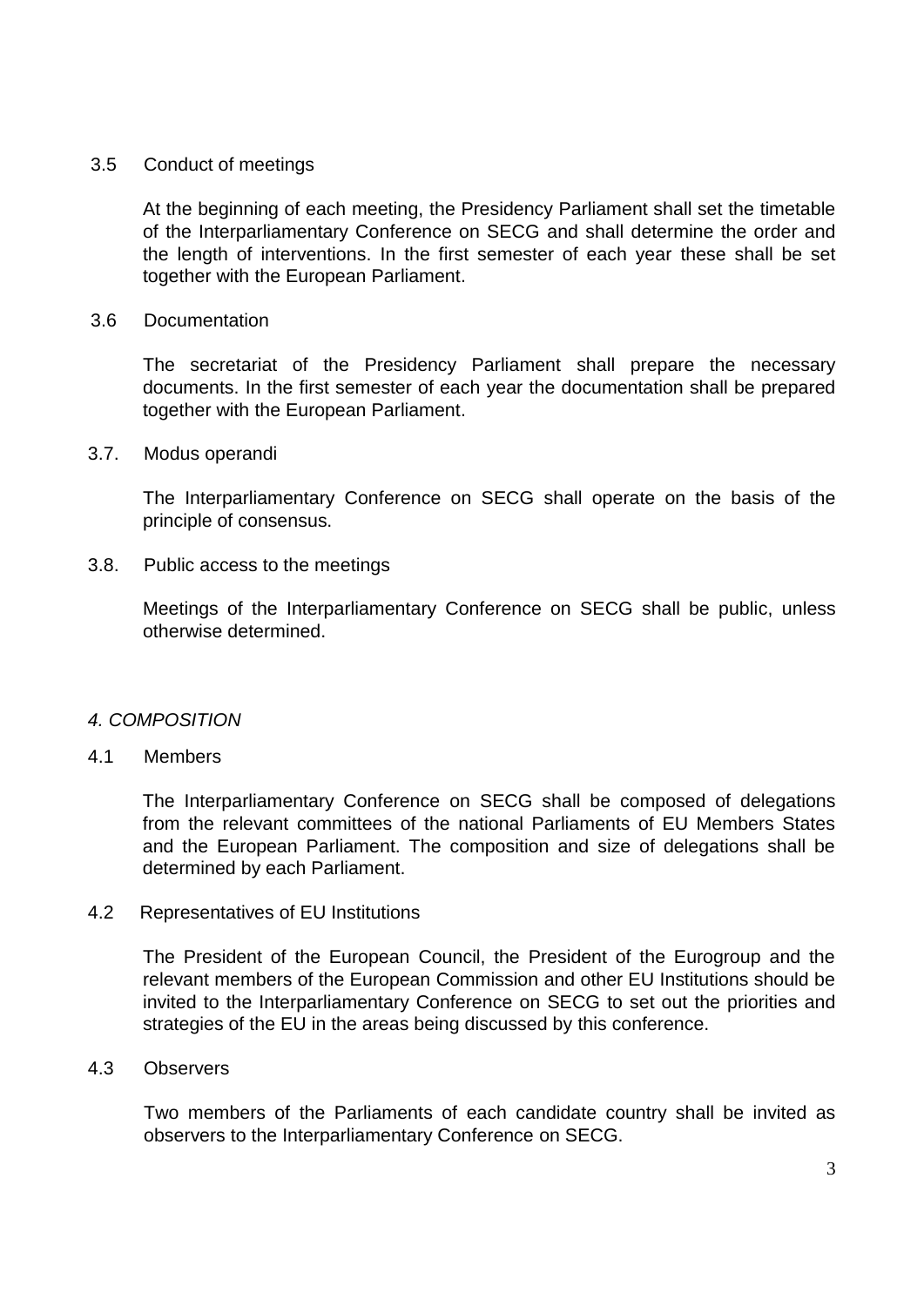### 3.5 Conduct of meetings

At the beginning of each meeting, the Presidency Parliament shall set the timetable of the Interparliamentary Conference on SECG and shall determine the order and the length of interventions. In the first semester of each year these shall be set together with the European Parliament.

### 3.6 Documentation

The secretariat of the Presidency Parliament shall prepare the necessary documents. In the first semester of each year the documentation shall be prepared together with the European Parliament.

### 3.7. Modus operandi

The Interparliamentary Conference on SECG shall operate on the basis of the principle of consensus.

### 3.8. Public access to the meetings

Meetings of the Interparliamentary Conference on SECG shall be public, unless otherwise determined.

## *4. COMPOSITION*

### 4.1 Members

The Interparliamentary Conference on SECG shall be composed of delegations from the relevant committees of the national Parliaments of EU Members States and the European Parliament. The composition and size of delegations shall be determined by each Parliament.

### 4.2 Representatives of EU Institutions

The President of the European Council, the President of the Eurogroup and the relevant members of the European Commission and other EU Institutions should be invited to the Interparliamentary Conference on SECG to set out the priorities and strategies of the EU in the areas being discussed by this conference.

### 4.3 Observers

Two members of the Parliaments of each candidate country shall be invited as observers to the Interparliamentary Conference on SECG.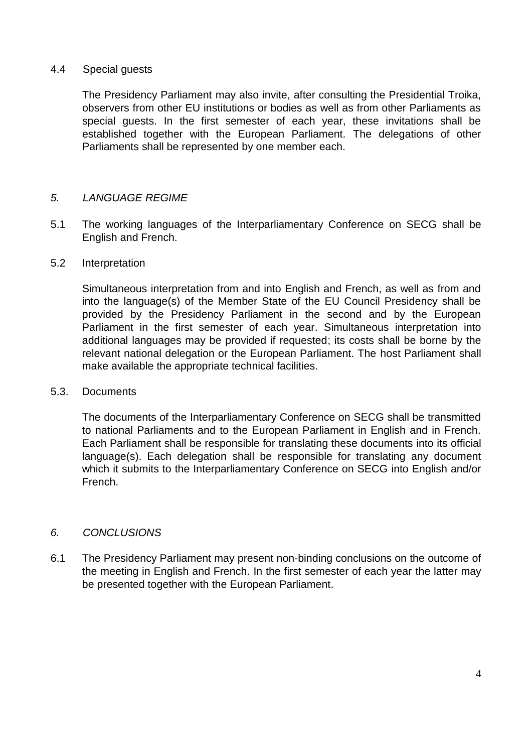4.4 Special guests

The Presidency Parliament may also invite, after consulting the Presidential Troika, observers from other EU institutions or bodies as well as from other Parliaments as special guests. In the first semester of each year, these invitations shall be established together with the European Parliament. The delegations of other Parliaments shall be represented by one member each.

## *5. LANGUAGE REGIME*

5.1 The working languages of the Interparliamentary Conference on SECG shall be English and French.

5.2 Interpretation

Simultaneous interpretation from and into English and French, as well as from and into the language(s) of the Member State of the EU Council Presidency shall be provided by the Presidency Parliament in the second and by the European Parliament in the first semester of each year. Simultaneous interpretation into additional languages may be provided if requested; its costs shall be borne by the relevant national delegation or the European Parliament. The host Parliament shall make available the appropriate technical facilities.

5.3. Documents

The documents of the Interparliamentary Conference on SECG shall be transmitted to national Parliaments and to the European Parliament in English and in French. Each Parliament shall be responsible for translating these documents into its official language(s). Each delegation shall be responsible for translating any document which it submits to the Interparliamentary Conference on SECG into English and/or French.

## *6. CONCLUSIONS*

6.1 The Presidency Parliament may present non-binding conclusions on the outcome of the meeting in English and French. In the first semester of each year the latter may be presented together with the European Parliament.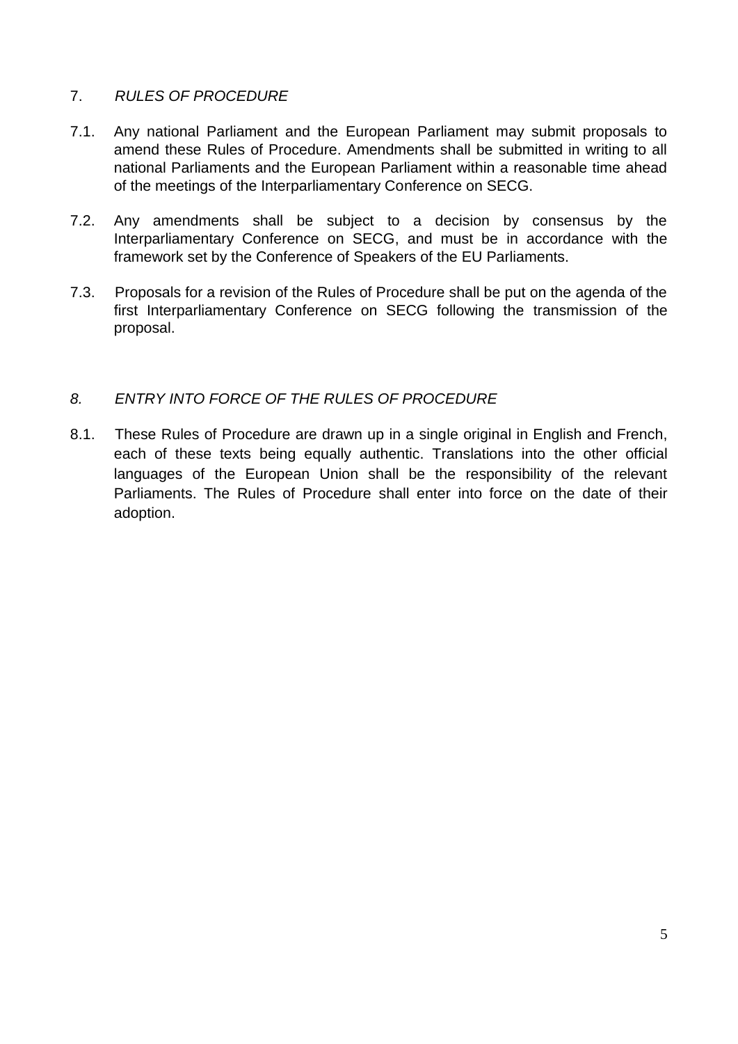## 7. *RULES OF PROCEDURE*

7.1. Any national Parliament and the European Parliament may submit proposals to amend these Rules of Procedure. Amendments shall be submitted in writing to all national Parliaments and the European Parliament within a reasonable time ahead of the meetings of the Interparliamentary Conference on SECG.

7.2. Any amendments shall be subject to a decision by consensus by the Interparliamentary Conference on SECG, and must be in accordance with the framework set by the Conference of Speakers of the EU Parliaments.

7.3. Proposals for a revision of the Rules of Procedure shall be put on the agenda of the first Interparliamentary Conference on SECG following the transmission of the proposal.

## *8. ENTRY INTO FORCE OF THE RULES OF PROCEDURE*

8.1. These Rules of Procedure are drawn up in a single original in English and French, each of these texts being equally authentic. Translations into the other official languages of the European Union shall be the responsibility of the relevant Parliaments. The Rules of Procedure shall enter into force on the date of their adoption.